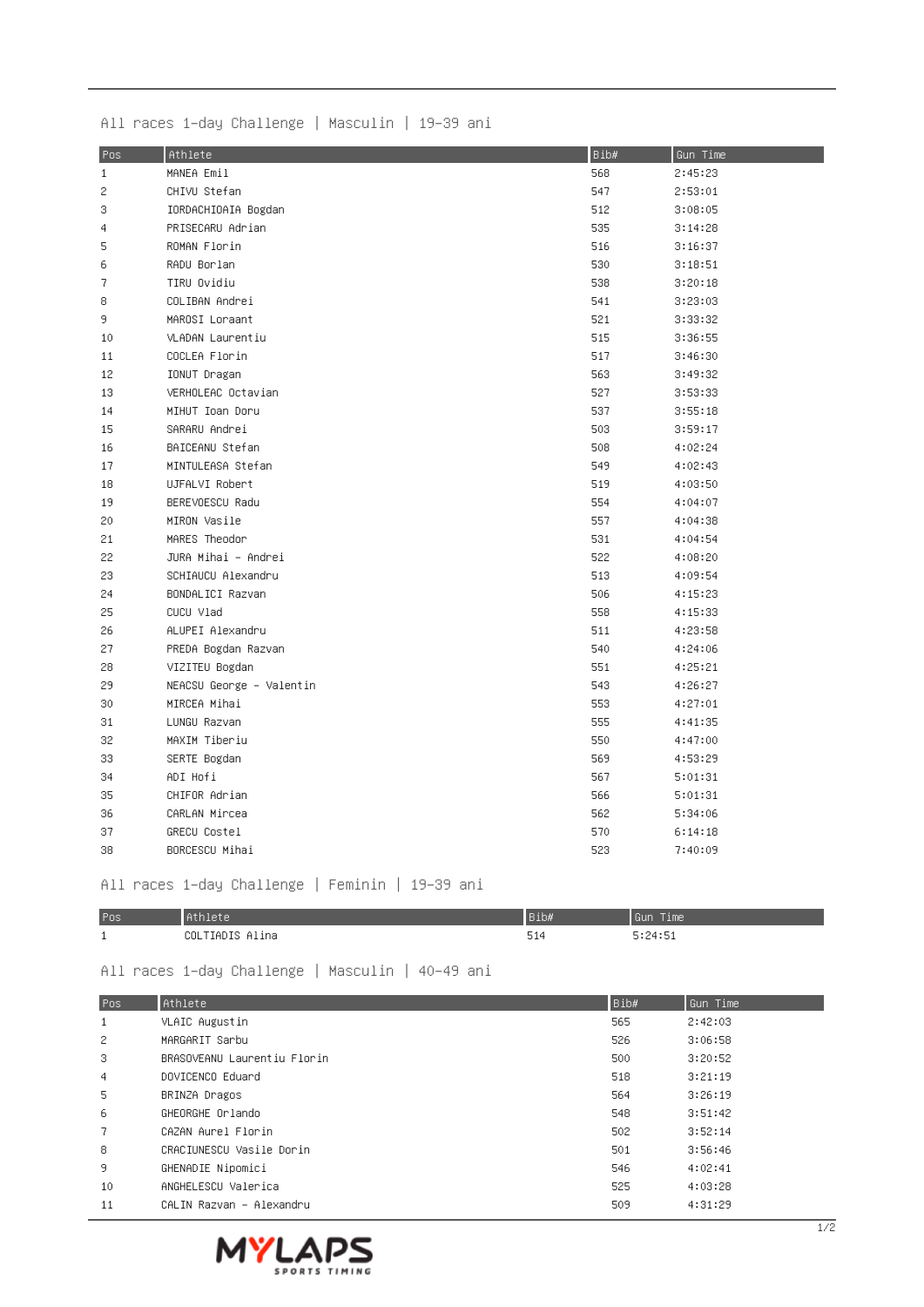## All races 1-day Challenge | Masculin | 19-39 ani

| Pos | Athlete | Bib# | Gun Time |
|---|---|---|---|
| 1 | MANEA Emil | 568 | 2:45:23 |
| 2 | CHIVU Stefan | 547 | 2:53:01 |
| 3 | IORDACHIOAIA Bogdan | 512 | 3:08:05 |
| 4 | PRISECARU Adrian | 535 | 3:14:28 |
| 5 | ROMAN Florin | 516 | 3:16:37 |
| 6 | RADU Borlan | 530 | 3:18:51 |
| 7 | TIRU Ovidiu | 538 | 3:20:18 |
| 8 | COLIBAN Andrei | 541 | 3:23:03 |
| 9 | MAROSI Loraant | 521 | 3:33:32 |
| 10 | VLADAN Laurentiu | 515 | 3:36:55 |
| 11 | COCLEA Florin | 517 | 3:46:30 |
| 12 | IONUT Dragan | 563 | 3:49:32 |
| 13 | VERHOLEAC Octavian | 527 | 3:53:33 |
| 14 | MIHUT Ioan Doru | 537 | 3:55:18 |
| 15 | SARARU Andrei | 503 | 3:59:17 |
| 16 | BAICEANU Stefan | 508 | 4:02:24 |
| 17 | MINTULEASA Stefan | 549 | 4:02:43 |
| 18 | UJFALVI Robert | 519 | 4:03:50 |
| 19 | BEREVOESCU Radu | 554 | 4:04:07 |
| 20 | MIRON Vasile | 557 | 4:04:38 |
| 21 | MARES Theodor | 531 | 4:04:54 |
| 22 | JURA Mihai - Andrei | 522 | 4:08:20 |
| 23 | SCHIAUCU Alexandru | 513 | 4:09:54 |
| 24 | BONDALICI Razvan | 506 | 4:15:23 |
| 25 | CUCU Vlad | 558 | 4:15:33 |
| 26 | ALUPEI Alexandru | 511 | 4:23:58 |
| 27 | PREDA Bogdan Razvan | 540 | 4:24:06 |
| 28 | VIZITEU Bogdan | 551 | 4:25:21 |
| 29 | NEACSU George - Valentin | 543 | 4:26:27 |
| 30 | MIRCEA Mihai | 553 | 4:27:01 |
| 31 | LUNGU Razvan | 555 | 4:41:35 |
| 32 | MAXIM Tiberiu | 550 | 4:47:00 |
| 33 | SERTE Bogdan | 569 | 4:53:29 |
| 34 | ADI Hofi | 567 | 5:01:31 |
| 35 | CHIFOR Adrian | 566 | 5:01:31 |
| 36 | CARLAN Mircea | 562 | 5:34:06 |
| 37 | GRECU Costel | 570 | 6:14:18 |
| 38 | BORCESCU Mihai | 523 | 7:40:09 |

## All races 1-day Challenge | Feminin | 19-39 ani

| Pos | Athlete | Bib# | Gun Time |
|---|---|---|---|
| 1 | COLTIADIS Alina | 514 | 5:24:51 |

## All races 1-day Challenge | Masculin | 40-49 ani

| Pos | Athlete | Bib# | Gun Time |
|---|---|---|---|
| 1 | VLAIC Augustin | 565 | 2:42:03 |
| 2 | MARGARIT Sarbu | 526 | 3:06:58 |
| 3 | BRASOVEANU Laurentiu Florin | 500 | 3:20:52 |
| 4 | DOVICENCO Eduard | 518 | 3:21:19 |
| 5 | BRINZA Dragos | 564 | 3:26:19 |
| 6 | GHEORGHE Orlando | 548 | 3:51:42 |
| 7 | CAZAN Aurel Florin | 502 | 3:52:14 |
| 8 | CRACIUNESCU Vasile Dorin | 501 | 3:56:46 |
| 9 | GHENADIE Nipomici | 546 | 4:02:41 |
| 10 | ANGHELESCU Valerica | 525 | 4:03:28 |
| 11 | CALIN Razvan - Alexandru | 509 | 4:31:29 |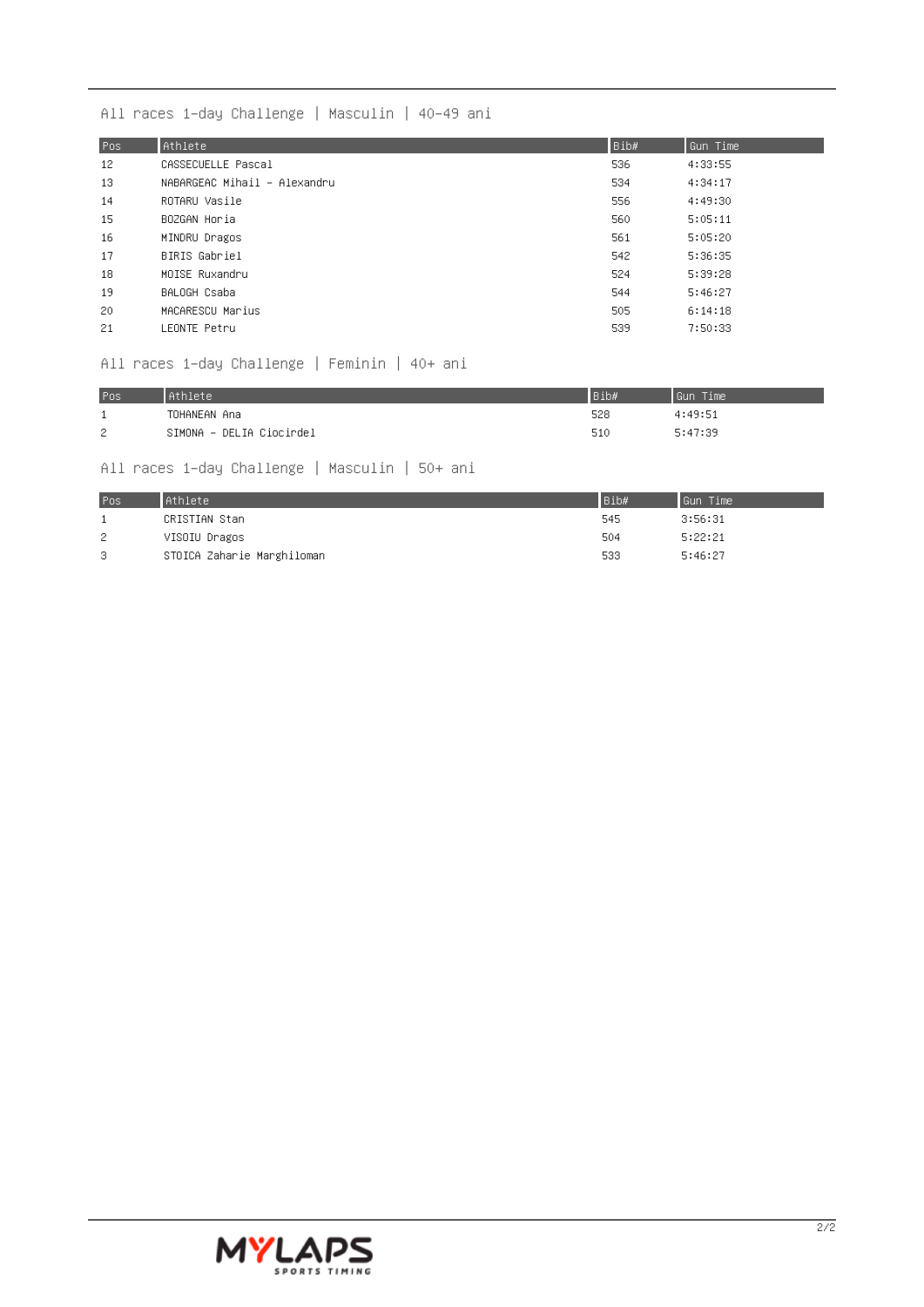## All races 1-day Challenge | Masculin | 40-49 ani

| Pos | Athlete | Bib# | Gun Time |
|---|---|---|---|
| 12 | CASSECUELLE Pascal | 536 | 4:33:55 |
| 13 | NABARGEAC Mihail - Alexandru | 534 | 4:34:17 |
| 14 | ROTARU Vasile | 556 | 4:49:30 |
| 15 | BOZGAN Horia | 560 | 5:05:11 |
| 16 | MINDRU Dragos | 561 | 5:05:20 |
| 17 | BIRIS Gabriel | 542 | 5:36:35 |
| 18 | MOISE Ruxandru | 524 | 5:39:28 |
| 19 | BALOGH Csaba | 544 | 5:46:27 |
| 20 | MACARESCU Marius | 505 | 6:14:18 |
| 21 | LEONTE Petru | 539 | 7:50:33 |

## All races 1-day Challenge | Feminin | 40+ ani

| Pos | Athlete | Bib# | Gun Time |
|---|---|---|---|
| 1 | TOHANEAN Ana | 528 | 4:49:51 |
| 2 | SIMONA - DELIA Ciocirdel | 510 | 5:47:39 |

## All races 1-day Challenge | Masculin | 50+ ani

| Pos | Athlete | Bib# | Gun Time |
|---|---|---|---|
| 1 | CRISTIAN Stan | 545 | 3:56:31 |
| 2 | VISOIU Dragos | 504 | 5:22:21 |
| 3 | STOICA Zaharie Marghiloman | 533 | 5:46:27 |

MYLAPS SPORTS TIMING